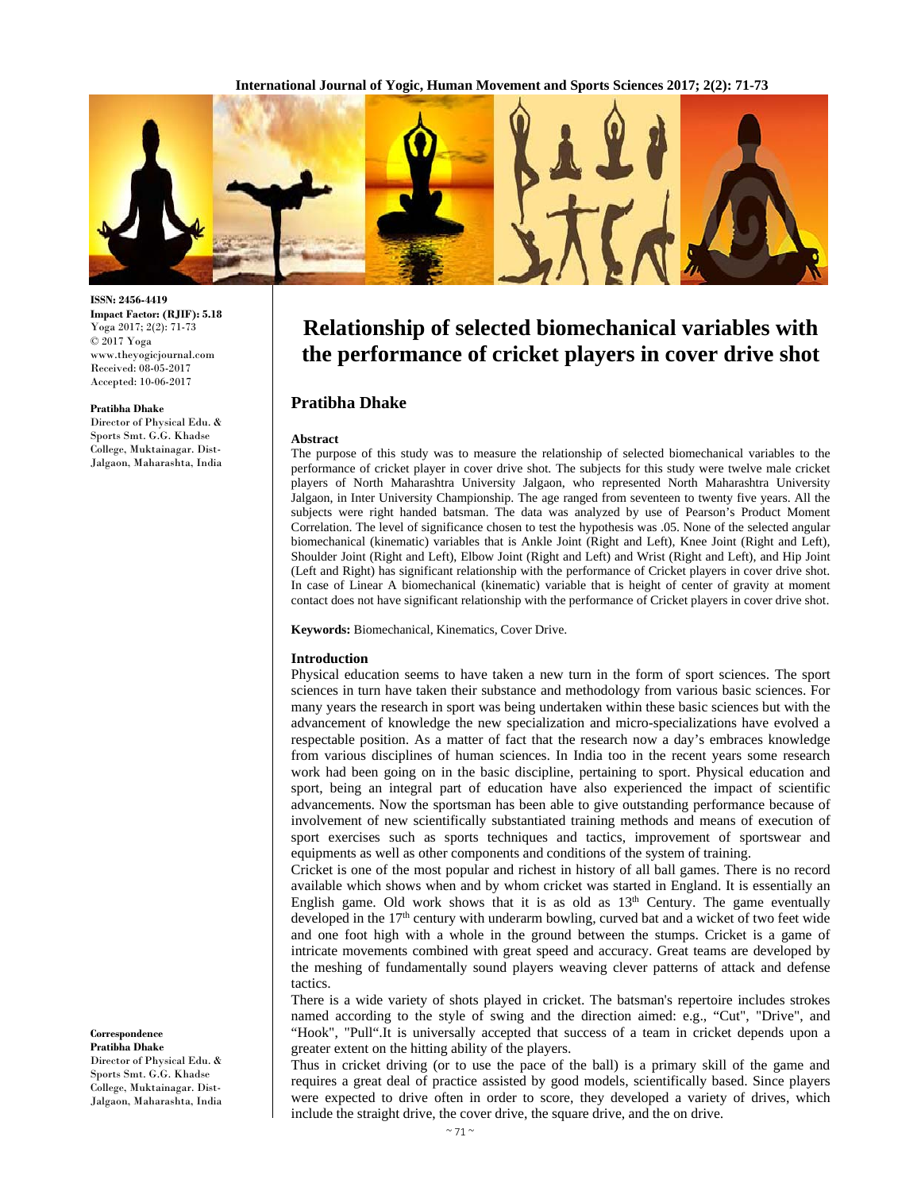**ISSN: 2456-4419**
**Impact Factor: (RJIF): 5.18**
Yoga 2017; 2(2): 71-73
© 2017 Yoga
www.theyogicjournal.com
Received: 08-05-2017
Accepted: 10-06-2017

**Pratibha Dhake**
Director of Physical Edu. & Sports Smt. G.G. Khadse College, Muktainagar. Dist-Jalgaon, Maharashta, India

**Correspondence**
**Pratibha Dhake**
Director of Physical Edu. & Sports Smt. G.G. Khadse College, Muktainagar. Dist-Jalgaon, Maharashta, India

# Relationship of selected biomechanical variables with the performance of cricket players in cover drive shot

## Pratibha Dhake

### Abstract

The purpose of this study was to measure the relationship of selected biomechanical variables to the performance of cricket player in cover drive shot. The subjects for this study were twelve male cricket players of North Maharashtra University Jalgaon, who represented North Maharashtra University Jalgaon, in Inter University Championship. The age ranged from seventeen to twenty five years. All the subjects were right handed batsman. The data was analyzed by use of Pearson's Product Moment Correlation. The level of significance chosen to test the hypothesis was .05. None of the selected angular biomechanical (kinematic) variables that is Ankle Joint (Right and Left), Knee Joint (Right and Left), Shoulder Joint (Right and Left), Elbow Joint (Right and Left) and Wrist (Right and Left), and Hip Joint (Left and Right) has significant relationship with the performance of Cricket players in cover drive shot. In case of Linear A biomechanical (kinematic) variable that is height of center of gravity at moment contact does not have significant relationship with the performance of Cricket players in cover drive shot.

**Keywords:** Biomechanical, Kinematics, Cover Drive.

### Introduction

Physical education seems to have taken a new turn in the form of sport sciences. The sport sciences in turn have taken their substance and methodology from various basic sciences. For many years the research in sport was being undertaken within these basic sciences but with the advancement of knowledge the new specialization and micro-specializations have evolved a respectable position. As a matter of fact that the research now a day's embraces knowledge from various disciplines of human sciences. In India too in the recent years some research work had been going on in the basic discipline, pertaining to sport. Physical education and sport, being an integral part of education have also experienced the impact of scientific advancements. Now the sportsman has been able to give outstanding performance because of involvement of new scientifically substantiated training methods and means of execution of sport exercises such as sports techniques and tactics, improvement of sportswear and equipments as well as other components and conditions of the system of training.

Cricket is one of the most popular and richest in history of all ball games. There is no record available which shows when and by whom cricket was started in England. It is essentially an English game. Old work shows that it is as old as 13th Century. The game eventually developed in the 17th century with underarm bowling, curved bat and a wicket of two feet wide and one foot high with a whole in the ground between the stumps. Cricket is a game of intricate movements combined with great speed and accuracy. Great teams are developed by the meshing of fundamentally sound players weaving clever patterns of attack and defense tactics.

There is a wide variety of shots played in cricket. The batsman's repertoire includes strokes named according to the style of swing and the direction aimed: e.g., "Cut", "Drive", and "Hook", "Pull".It is universally accepted that success of a team in cricket depends upon a greater extent on the hitting ability of the players.

Thus in cricket driving (or to use the pace of the ball) is a primary skill of the game and requires a great deal of practice assisted by good models, scientifically based. Since players were expected to drive often in order to score, they developed a variety of drives, which include the straight drive, the cover drive, the square drive, and the on drive.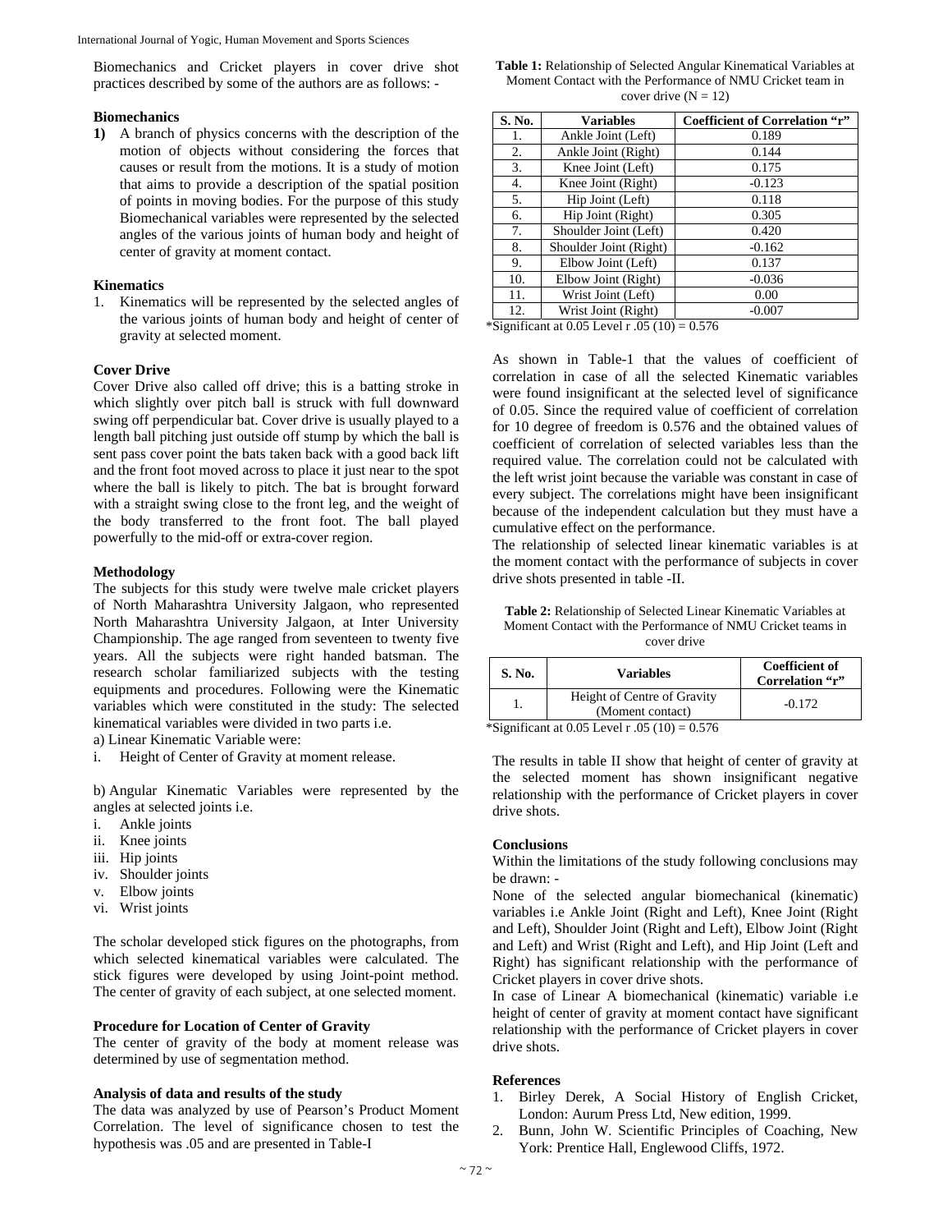Biomechanics and Cricket players in cover drive shot practices described by some of the authors are as follows: -

### Biomechanics

1) A branch of physics concerns with the description of the motion of objects without considering the forces that causes or result from the motions. It is a study of motion that aims to provide a description of the spatial position of points in moving bodies. For the purpose of this study Biomechanical variables were represented by the selected angles of the various joints of human body and height of center of gravity at moment contact.

### Kinematics

1. Kinematics will be represented by the selected angles of the various joints of human body and height of center of gravity at selected moment.

### Cover Drive

Cover Drive also called off drive; this is a batting stroke in which slightly over pitch ball is struck with full downward swing off perpendicular bat. Cover drive is usually played to a length ball pitching just outside off stump by which the ball is sent pass cover point the bats taken back with a good back lift and the front foot moved across to place it just near to the spot where the ball is likely to pitch. The bat is brought forward with a straight swing close to the front leg, and the weight of the body transferred to the front foot. The ball played powerfully to the mid-off or extra-cover region.

### Methodology

The subjects for this study were twelve male cricket players of North Maharashtra University Jalgaon, who represented North Maharashtra University Jalgaon, at Inter University Championship. The age ranged from seventeen to twenty five years. All the subjects were right handed batsman. The research scholar familiarized subjects with the testing equipments and procedures. Following were the Kinematic variables which were constituted in the study: The selected kinematical variables were divided in two parts i.e.

a) Linear Kinematic Variable were:

i. Height of Center of Gravity at moment release.

b) Angular Kinematic Variables were represented by the angles at selected joints i.e.

i. Ankle joints
ii. Knee joints
iii. Hip joints
iv. Shoulder joints
v. Elbow joints
vi. Wrist joints

The scholar developed stick figures on the photographs, from which selected kinematical variables were calculated. The stick figures were developed by using Joint-point method. The center of gravity of each subject, at one selected moment.

### Procedure for Location of Center of Gravity

The center of gravity of the body at moment release was determined by use of segmentation method.

### Analysis of data and results of the study

The data was analyzed by use of Pearson's Product Moment Correlation. The level of significance chosen to test the hypothesis was .05 and are presented in Table-I

**Table 1:** Relationship of Selected Angular Kinematical Variables at Moment Contact with the Performance of NMU Cricket team in cover drive (N = 12)

| S. No. | Variables | Coefficient of Correlation "r" |
|---|---|---|
| 1. | Ankle Joint (Left) | 0.189 |
| 2. | Ankle Joint (Right) | 0.144 |
| 3. | Knee Joint (Left) | 0.175 |
| 4. | Knee Joint (Right) | -0.123 |
| 5. | Hip Joint (Left) | 0.118 |
| 6. | Hip Joint (Right) | 0.305 |
| 7. | Shoulder Joint (Left) | 0.420 |
| 8. | Shoulder Joint (Right) | -0.162 |
| 9. | Elbow Joint (Left) | 0.137 |
| 10. | Elbow Joint (Right) | -0.036 |
| 11. | Wrist Joint (Left) | 0.00 |
| 12. | Wrist Joint (Right) | -0.007 |

*Significant at 0.05 Level r .05 (10) = 0.576

As shown in Table-1 that the values of coefficient of correlation in case of all the selected Kinematic variables were found insignificant at the selected level of significance of 0.05. Since the required value of coefficient of correlation for 10 degree of freedom is 0.576 and the obtained values of coefficient of correlation of selected variables less than the required value. The correlation could not be calculated with the left wrist joint because the variable was constant in case of every subject. The correlations might have been insignificant because of the independent calculation but they must have a cumulative effect on the performance.

The relationship of selected linear kinematic variables is at the moment contact with the performance of subjects in cover drive shots presented in table -II.

**Table 2:** Relationship of Selected Linear Kinematic Variables at Moment Contact with the Performance of NMU Cricket teams in cover drive

| S. No. | Variables | Coefficient of Correlation "r" |
|---|---|---|
| 1. | Height of Centre of Gravity (Moment contact) | -0.172 |

*Significant at 0.05 Level r .05 (10) = 0.576

The results in table II show that height of center of gravity at the selected moment has shown insignificant negative relationship with the performance of Cricket players in cover drive shots.

### Conclusions

Within the limitations of the study following conclusions may be drawn: -

None of the selected angular biomechanical (kinematic) variables i.e Ankle Joint (Right and Left), Knee Joint (Right and Left), Shoulder Joint (Right and Left), Elbow Joint (Right and Left) and Wrist (Right and Left), and Hip Joint (Left and Right) has significant relationship with the performance of Cricket players in cover drive shots.

In case of Linear A biomechanical (kinematic) variable i.e height of center of gravity at moment contact have significant relationship with the performance of Cricket players in cover drive shots.

### References

1. Birley Derek, A Social History of English Cricket, London: Aurum Press Ltd, New edition, 1999.
2. Bunn, John W. Scientific Principles of Coaching, New York: Prentice Hall, Englewood Cliffs, 1972.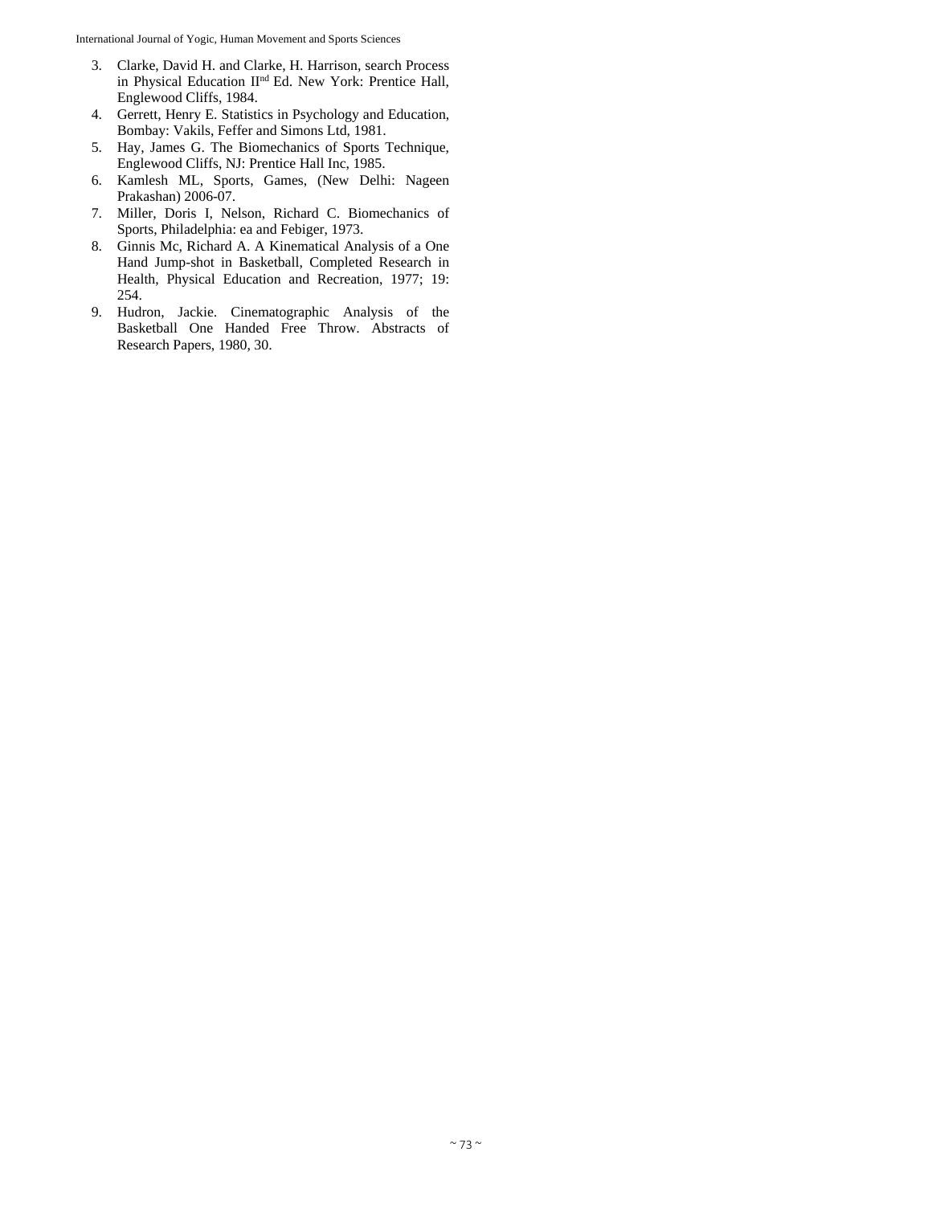3. Clarke, David H. and Clarke, H. Harrison, search Process in Physical Education II[nd] Ed. New York: Prentice Hall, Englewood Cliffs, 1984.
4. Gerrett, Henry E. Statistics in Psychology and Education, Bombay: Vakils, Feffer and Simons Ltd, 1981.
5. Hay, James G. The Biomechanics of Sports Technique, Englewood Cliffs, NJ: Prentice Hall Inc, 1985.
6. Kamlesh ML, Sports, Games, (New Delhi: Nageen Prakashan) 2006-07.
7. Miller, Doris I, Nelson, Richard C. Biomechanics of Sports, Philadelphia: ea and Febiger, 1973.
8. Ginnis Mc, Richard A. A Kinematical Analysis of a One Hand Jump-shot in Basketball, Completed Research in Health, Physical Education and Recreation, 1977; 19: 254.
9. Hudron, Jackie. Cinematographic Analysis of the Basketball One Handed Free Throw. Abstracts of Research Papers, 1980, 30.